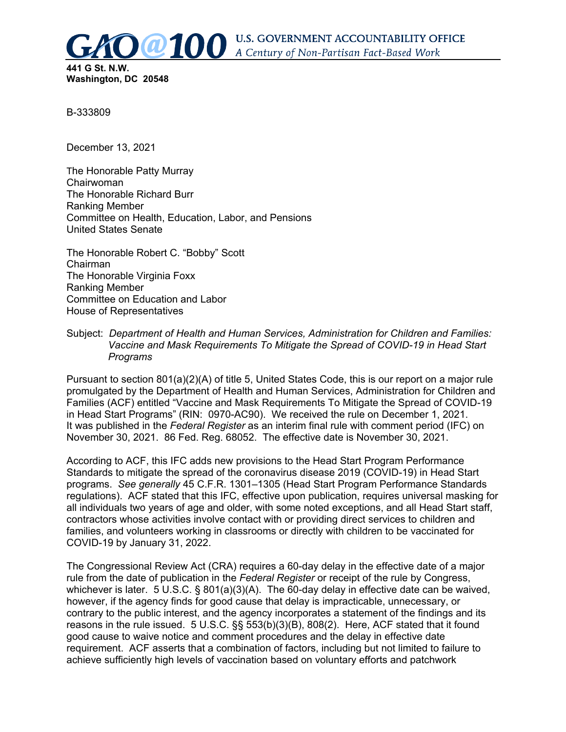GAO@100 U.S. GOVERNMENT ACCOUNTABILITY OFFICE
*A Century of Non-Partisan Fact-Based Work*

**441 G St. N.W.**
**Washington, DC 20548**

B-333809

December 13, 2021

The Honorable Patty Murray
Chairwoman
The Honorable Richard Burr
Ranking Member
Committee on Health, Education, Labor, and Pensions
United States Senate

The Honorable Robert C. "Bobby" Scott
Chairman
The Honorable Virginia Foxx
Ranking Member
Committee on Education and Labor
House of Representatives

Subject: *Department of Health and Human Services, Administration for Children and Families: Vaccine and Mask Requirements To Mitigate the Spread of COVID-19 in Head Start Programs*

Pursuant to section 801(a)(2)(A) of title 5, United States Code, this is our report on a major rule promulgated by the Department of Health and Human Services, Administration for Children and Families (ACF) entitled "Vaccine and Mask Requirements To Mitigate the Spread of COVID-19 in Head Start Programs" (RIN: 0970-AC90). We received the rule on December 1, 2021. It was published in the *Federal Register* as an interim final rule with comment period (IFC) on November 30, 2021. 86 Fed. Reg. 68052. The effective date is November 30, 2021.

According to ACF, this IFC adds new provisions to the Head Start Program Performance Standards to mitigate the spread of the coronavirus disease 2019 (COVID-19) in Head Start programs. *See generally* 45 C.F.R. 1301–1305 (Head Start Program Performance Standards regulations). ACF stated that this IFC, effective upon publication, requires universal masking for all individuals two years of age and older, with some noted exceptions, and all Head Start staff, contractors whose activities involve contact with or providing direct services to children and families, and volunteers working in classrooms or directly with children to be vaccinated for COVID-19 by January 31, 2022.

The Congressional Review Act (CRA) requires a 60-day delay in the effective date of a major rule from the date of publication in the *Federal Register* or receipt of the rule by Congress, whichever is later. 5 U.S.C. § 801(a)(3)(A). The 60-day delay in effective date can be waived, however, if the agency finds for good cause that delay is impracticable, unnecessary, or contrary to the public interest, and the agency incorporates a statement of the findings and its reasons in the rule issued. 5 U.S.C. §§ 553(b)(3)(B), 808(2). Here, ACF stated that it found good cause to waive notice and comment procedures and the delay in effective date requirement. ACF asserts that a combination of factors, including but not limited to failure to achieve sufficiently high levels of vaccination based on voluntary efforts and patchwork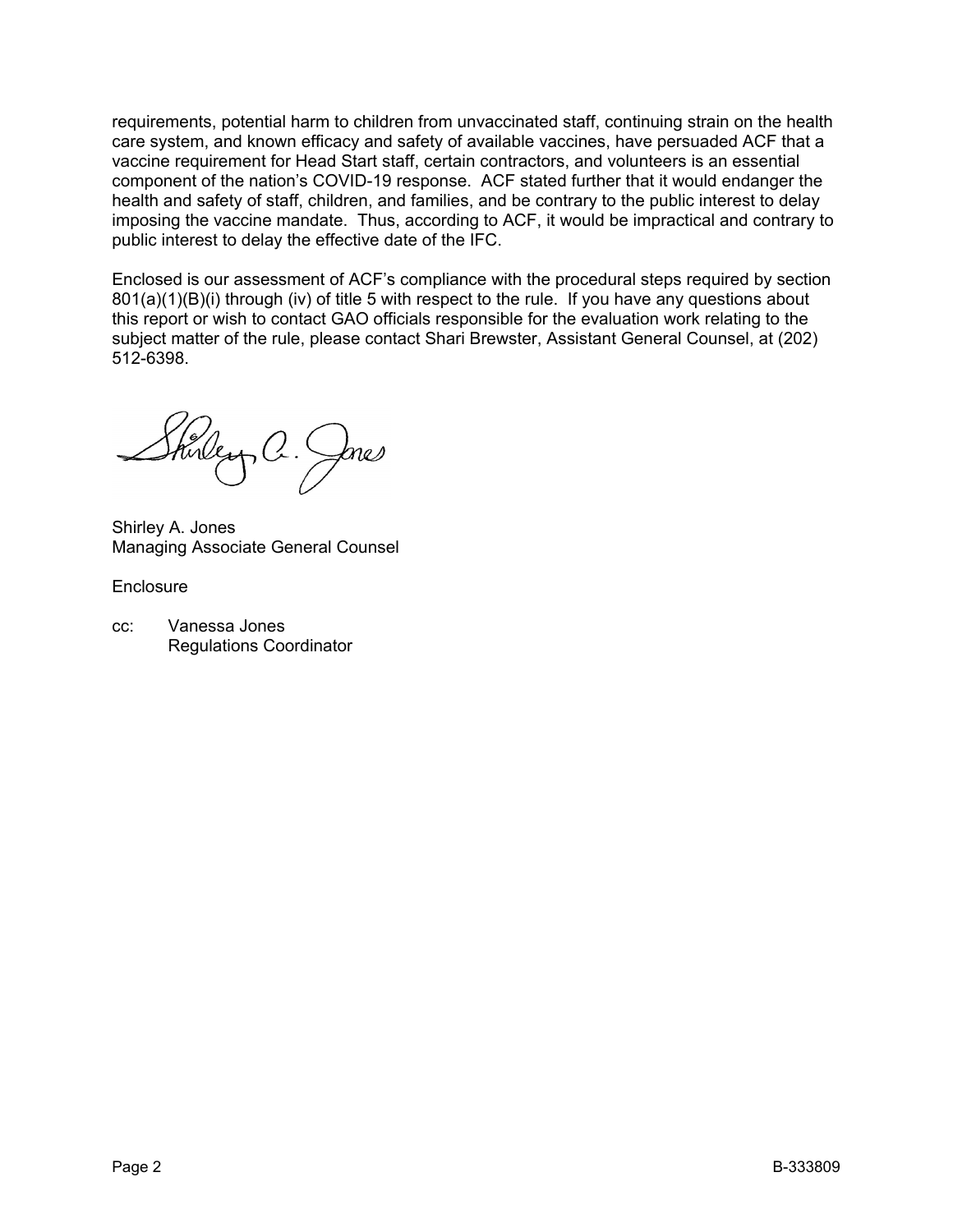requirements, potential harm to children from unvaccinated staff, continuing strain on the health care system, and known efficacy and safety of available vaccines, have persuaded ACF that a vaccine requirement for Head Start staff, certain contractors, and volunteers is an essential component of the nation's COVID-19 response. ACF stated further that it would endanger the health and safety of staff, children, and families, and be contrary to the public interest to delay imposing the vaccine mandate. Thus, according to ACF, it would be impractical and contrary to public interest to delay the effective date of the IFC.

Enclosed is our assessment of ACF's compliance with the procedural steps required by section 801(a)(1)(B)(i) through (iv) of title 5 with respect to the rule. If you have any questions about this report or wish to contact GAO officials responsible for the evaluation work relating to the subject matter of the rule, please contact Shari Brewster, Assistant General Counsel, at (202) 512-6398.

Shirley A. Jones
Managing Associate General Counsel

Enclosure

cc: Vanessa Jones
Regulations Coordinator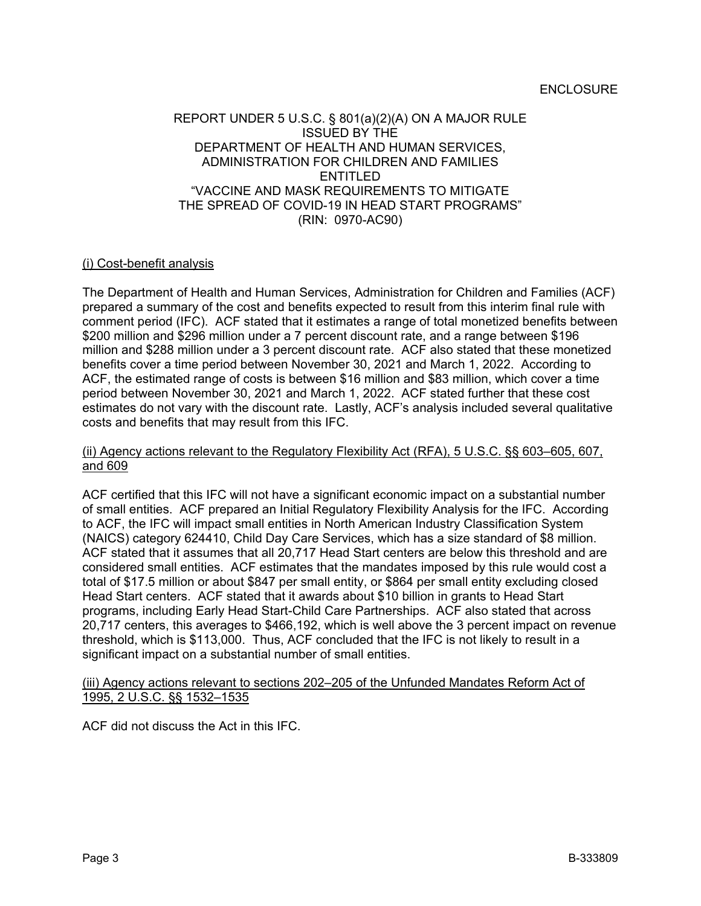ENCLOSURE

REPORT UNDER 5 U.S.C. § 801(a)(2)(A) ON A MAJOR RULE ISSUED BY THE DEPARTMENT OF HEALTH AND HUMAN SERVICES, ADMINISTRATION FOR CHILDREN AND FAMILIES ENTITLED "VACCINE AND MASK REQUIREMENTS TO MITIGATE THE SPREAD OF COVID-19 IN HEAD START PROGRAMS" (RIN: 0970-AC90)

(i) Cost-benefit analysis

The Department of Health and Human Services, Administration for Children and Families (ACF) prepared a summary of the cost and benefits expected to result from this interim final rule with comment period (IFC). ACF stated that it estimates a range of total monetized benefits between $200 million and $296 million under a 7 percent discount rate, and a range between $196 million and $288 million under a 3 percent discount rate. ACF also stated that these monetized benefits cover a time period between November 30, 2021 and March 1, 2022. According to ACF, the estimated range of costs is between $16 million and $83 million, which cover a time period between November 30, 2021 and March 1, 2022. ACF stated further that these cost estimates do not vary with the discount rate. Lastly, ACF's analysis included several qualitative costs and benefits that may result from this IFC.

(ii) Agency actions relevant to the Regulatory Flexibility Act (RFA), 5 U.S.C. §§ 603–605, 607, and 609

ACF certified that this IFC will not have a significant economic impact on a substantial number of small entities. ACF prepared an Initial Regulatory Flexibility Analysis for the IFC. According to ACF, the IFC will impact small entities in North American Industry Classification System (NAICS) category 624410, Child Day Care Services, which has a size standard of $8 million. ACF stated that it assumes that all 20,717 Head Start centers are below this threshold and are considered small entities. ACF estimates that the mandates imposed by this rule would cost a total of $17.5 million or about $847 per small entity, or $864 per small entity excluding closed Head Start centers. ACF stated that it awards about $10 billion in grants to Head Start programs, including Early Head Start-Child Care Partnerships. ACF also stated that across 20,717 centers, this averages to $466,192, which is well above the 3 percent impact on revenue threshold, which is $113,000. Thus, ACF concluded that the IFC is not likely to result in a significant impact on a substantial number of small entities.

(iii) Agency actions relevant to sections 202–205 of the Unfunded Mandates Reform Act of 1995, 2 U.S.C. §§ 1532–1535

ACF did not discuss the Act in this IFC.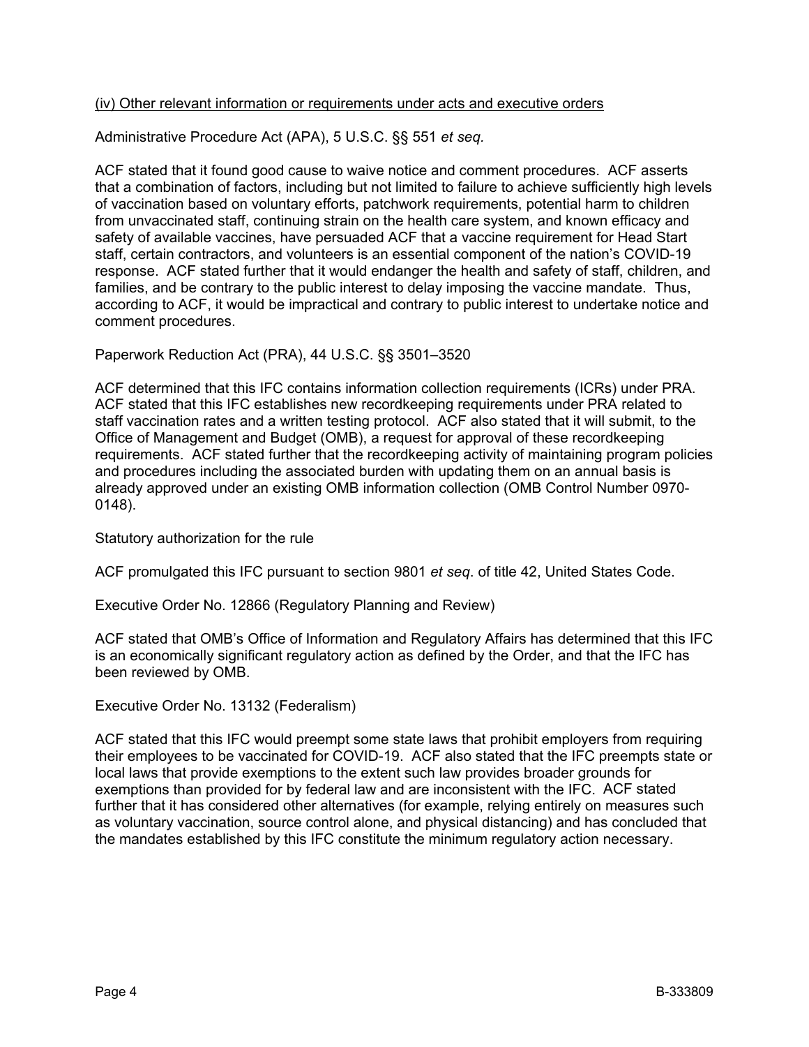<u>(iv) Other relevant information or requirements under acts and executive orders</u>

Administrative Procedure Act (APA), 5 U.S.C. §§ 551 *et seq.*

ACF stated that it found good cause to waive notice and comment procedures. ACF asserts that a combination of factors, including but not limited to failure to achieve sufficiently high levels of vaccination based on voluntary efforts, patchwork requirements, potential harm to children from unvaccinated staff, continuing strain on the health care system, and known efficacy and safety of available vaccines, have persuaded ACF that a vaccine requirement for Head Start staff, certain contractors, and volunteers is an essential component of the nation's COVID-19 response. ACF stated further that it would endanger the health and safety of staff, children, and families, and be contrary to the public interest to delay imposing the vaccine mandate. Thus, according to ACF, it would be impractical and contrary to public interest to undertake notice and comment procedures.

Paperwork Reduction Act (PRA), 44 U.S.C. §§ 3501–3520

ACF determined that this IFC contains information collection requirements (ICRs) under PRA. ACF stated that this IFC establishes new recordkeeping requirements under PRA related to staff vaccination rates and a written testing protocol. ACF also stated that it will submit, to the Office of Management and Budget (OMB), a request for approval of these recordkeeping requirements. ACF stated further that the recordkeeping activity of maintaining program policies and procedures including the associated burden with updating them on an annual basis is already approved under an existing OMB information collection (OMB Control Number 0970-0148).

Statutory authorization for the rule

ACF promulgated this IFC pursuant to section 9801 *et seq*. of title 42, United States Code.

Executive Order No. 12866 (Regulatory Planning and Review)

ACF stated that OMB's Office of Information and Regulatory Affairs has determined that this IFC is an economically significant regulatory action as defined by the Order, and that the IFC has been reviewed by OMB.

Executive Order No. 13132 (Federalism)

ACF stated that this IFC would preempt some state laws that prohibit employers from requiring their employees to be vaccinated for COVID-19. ACF also stated that the IFC preempts state or local laws that provide exemptions to the extent such law provides broader grounds for exemptions than provided for by federal law and are inconsistent with the IFC. ACF stated further that it has considered other alternatives (for example, relying entirely on measures such as voluntary vaccination, source control alone, and physical distancing) and has concluded that the mandates established by this IFC constitute the minimum regulatory action necessary.